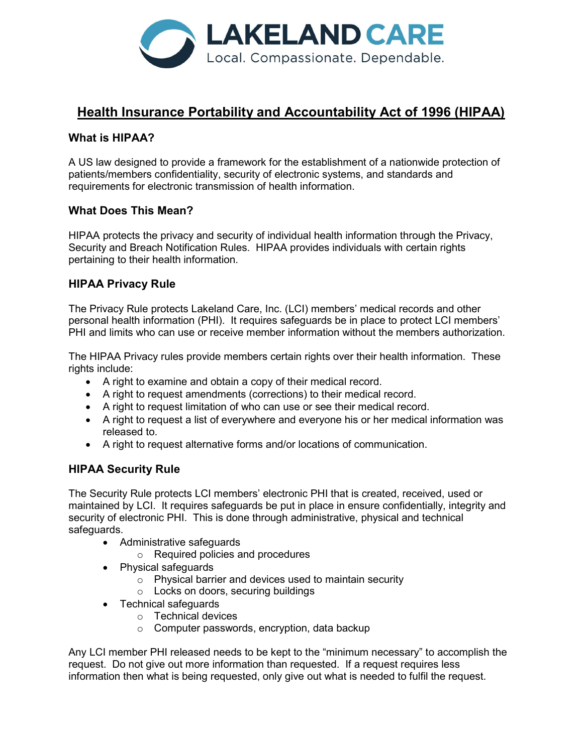LAKELAND CARE

Local. Compassionate. Dependable.

# Health Insurance Portability and Accountability Act of 1996 (HIPAA)

### What is HIPAA?

A US law designed to provide a framework for the establishment of a nationwide protection of patients/members confidentiality, security of electronic systems, and standards and requirements for electronic transmission of health information.

### What Does This Mean?

HIPAA protects the privacy and security of individual health information through the Privacy, Security and Breach Notification Rules. HIPAA provides individuals with certain rights pertaining to their health information.

### HIPAA Privacy Rule

The Privacy Rule protects Lakeland Care, Inc. (LCI) members' medical records and other personal health information (PHI). It requires safeguards be in place to protect LCI members' PHI and limits who can use or receive member information without the members authorization.

The HIPAA Privacy rules provide members certain rights over their health information. These rights include:

- A right to examine and obtain a copy of their medical record.
- A right to request amendments (corrections) to their medical record.
- A right to request limitation of who can use or see their medical record.
- A right to request a list of everywhere and everyone his or her medical information was released to.
- A right to request alternative forms and/or locations of communication.

### HIPAA Security Rule

The Security Rule protects LCI members' electronic PHI that is created, received, used or maintained by LCI. It requires safeguards be put in place in ensure confidentially, integrity and security of electronic PHI. This is done through administrative, physical and technical safeguards.

- Administrative safeguards
  - Required policies and procedures
- Physical safeguards
  - Physical barrier and devices used to maintain security
  - Locks on doors, securing buildings
- Technical safeguards
  - Technical devices
  - Computer passwords, encryption, data backup

Any LCI member PHI released needs to be kept to the "minimum necessary" to accomplish the request. Do not give out more information than requested. If a request requires less information then what is being requested, only give out what is needed to fulfil the request.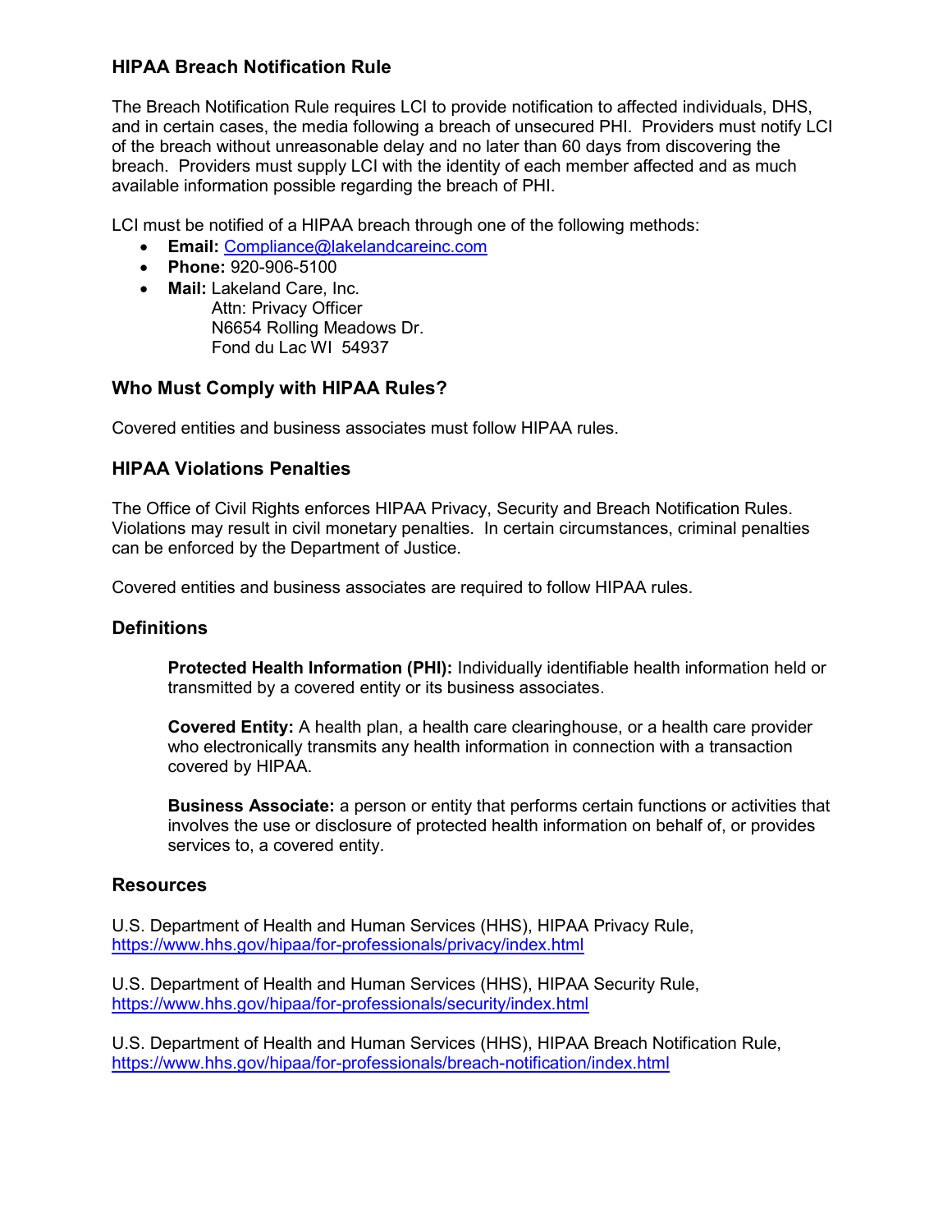## HIPAA Breach Notification Rule

The Breach Notification Rule requires LCI to provide notification to affected individuals, DHS, and in certain cases, the media following a breach of unsecured PHI. Providers must notify LCI of the breach without unreasonable delay and no later than 60 days from discovering the breach. Providers must supply LCI with the identity of each member affected and as much available information possible regarding the breach of PHI.

LCI must be notified of a HIPAA breach through one of the following methods:

- **Email:** Compliance@lakelandcareinc.com
- **Phone:** 920-906-5100
- **Mail:** Lakeland Care, Inc.
  Attn: Privacy Officer
  N6654 Rolling Meadows Dr.
  Fond du Lac WI 54937

## Who Must Comply with HIPAA Rules?

Covered entities and business associates must follow HIPAA rules.

## HIPAA Violations Penalties

The Office of Civil Rights enforces HIPAA Privacy, Security and Breach Notification Rules. Violations may result in civil monetary penalties. In certain circumstances, criminal penalties can be enforced by the Department of Justice.

Covered entities and business associates are required to follow HIPAA rules.

## Definitions

**Protected Health Information (PHI):** Individually identifiable health information held or transmitted by a covered entity or its business associates.

**Covered Entity:** A health plan, a health care clearinghouse, or a health care provider who electronically transmits any health information in connection with a transaction covered by HIPAA.

**Business Associate:** a person or entity that performs certain functions or activities that involves the use or disclosure of protected health information on behalf of, or provides services to, a covered entity.

## Resources

U.S. Department of Health and Human Services (HHS), HIPAA Privacy Rule, https://www.hhs.gov/hipaa/for-professionals/privacy/index.html

U.S. Department of Health and Human Services (HHS), HIPAA Security Rule, https://www.hhs.gov/hipaa/for-professionals/security/index.html

U.S. Department of Health and Human Services (HHS), HIPAA Breach Notification Rule, https://www.hhs.gov/hipaa/for-professionals/breach-notification/index.html